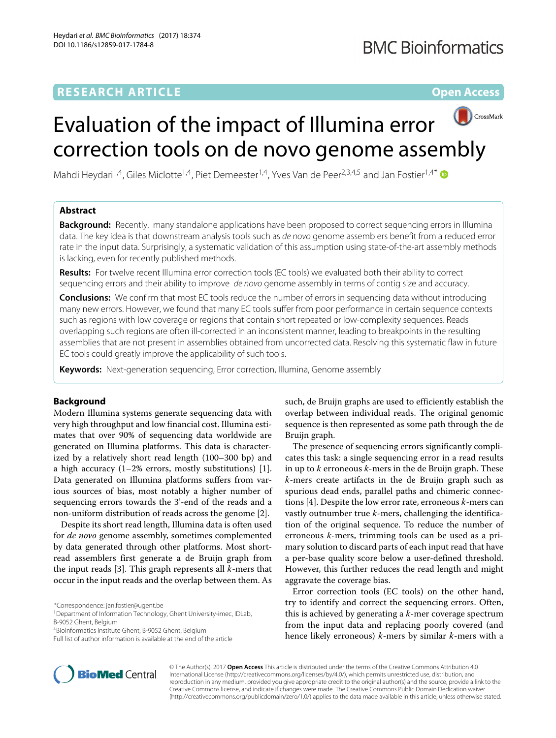# RESEARCH ARTICLE

Open Access

# Evaluation of the impact of Illumina error correction tools on de novo genome assembly

Mahdi Heydari[1,4], Giles Miclotte[1,4], Piet Demeester[1,4], Yves Van de Peer[2,3,4,5] and Jan Fostier[1,4*]

## Abstract

**Background:** Recently, many standalone applications have been proposed to correct sequencing errors in Illumina data. The key idea is that downstream analysis tools such as *de novo* genome assemblers benefit from a reduced error rate in the input data. Surprisingly, a systematic validation of this assumption using state-of-the-art assembly methods is lacking, even for recently published methods.

**Results:** For twelve recent Illumina error correction tools (EC tools) we evaluated both their ability to correct sequencing errors and their ability to improve *de novo* genome assembly in terms of contig size and accuracy.

**Conclusions:** We confirm that most EC tools reduce the number of errors in sequencing data without introducing many new errors. However, we found that many EC tools suffer from poor performance in certain sequence contexts such as regions with low coverage or regions that contain short repeated or low-complexity sequences. Reads overlapping such regions are often ill-corrected in an inconsistent manner, leading to breakpoints in the resulting assemblies that are not present in assemblies obtained from uncorrected data. Resolving this systematic flaw in future EC tools could greatly improve the applicability of such tools.

**Keywords:** Next-generation sequencing, Error correction, Illumina, Genome assembly

## Background

Modern Illumina systems generate sequencing data with very high throughput and low financial cost. Illumina estimates that over 90% of sequencing data worldwide are generated on Illumina platforms. This data is characterized by a relatively short read length (100–300 bp) and a high accuracy (1–2% errors, mostly substitutions) [1]. Data generated on Illumina platforms suffers from various sources of bias, most notably a higher number of sequencing errors towards the 3'-end of the reads and a non-uniform distribution of reads across the genome [2].

Despite its short read length, Illumina data is often used for *de novo* genome assembly, sometimes complemented by data generated through other platforms. Most short-read assemblers first generate a de Bruijn graph from the input reads [3]. This graph represents all $k$-mers that occur in the input reads and the overlap between them. As such, de Bruijn graphs are used to efficiently establish the overlap between individual reads. The original genomic sequence is then represented as some path through the de Bruijn graph.

The presence of sequencing errors significantly complicates this task: a single sequencing error in a read results in up to $k$ erroneous $k$-mers in the de Bruijn graph. These $k$-mers create artifacts in the de Bruijn graph such as spurious dead ends, parallel paths and chimeric connections [4]. Despite the low error rate, erroneous $k$-mers can vastly outnumber true $k$-mers, challenging the identification of the original sequence. To reduce the number of erroneous $k$-mers, trimming tools can be used as a primary solution to discard parts of each input read that have a per-base quality score below a user-defined threshold. However, this further reduces the read length and might aggravate the coverage bias.

Error correction tools (EC tools) on the other hand, try to identify and correct the sequencing errors. Often, this is achieved by generating a $k$-mer coverage spectrum from the input data and replacing poorly covered (and hence likely erroneous) $k$-mers by similar $k$-mers with a

*Correspondence: jan.fostier@ugent.be
[1]Department of Information Technology, Ghent University-imec, IDLab, B-9052 Ghent, Belgium
[4]Bioinformatics Institute Ghent, B-9052 Ghent, Belgium
Full list of author information is available at the end of the article

© The Author(s). 2017 **Open Access** This article is distributed under the terms of the Creative Commons Attribution 4.0 International License (http://creativecommons.org/licenses/by/4.0/), which permits unrestricted use, distribution, and reproduction in any medium, provided you give appropriate credit to the original author(s) and the source, provide a link to the Creative Commons license, and indicate if changes were made. The Creative Commons Public Domain Dedication waiver (http://creativecommons.org/publicdomain/zero/1.0/) applies to the data made available in this article, unless otherwise stated.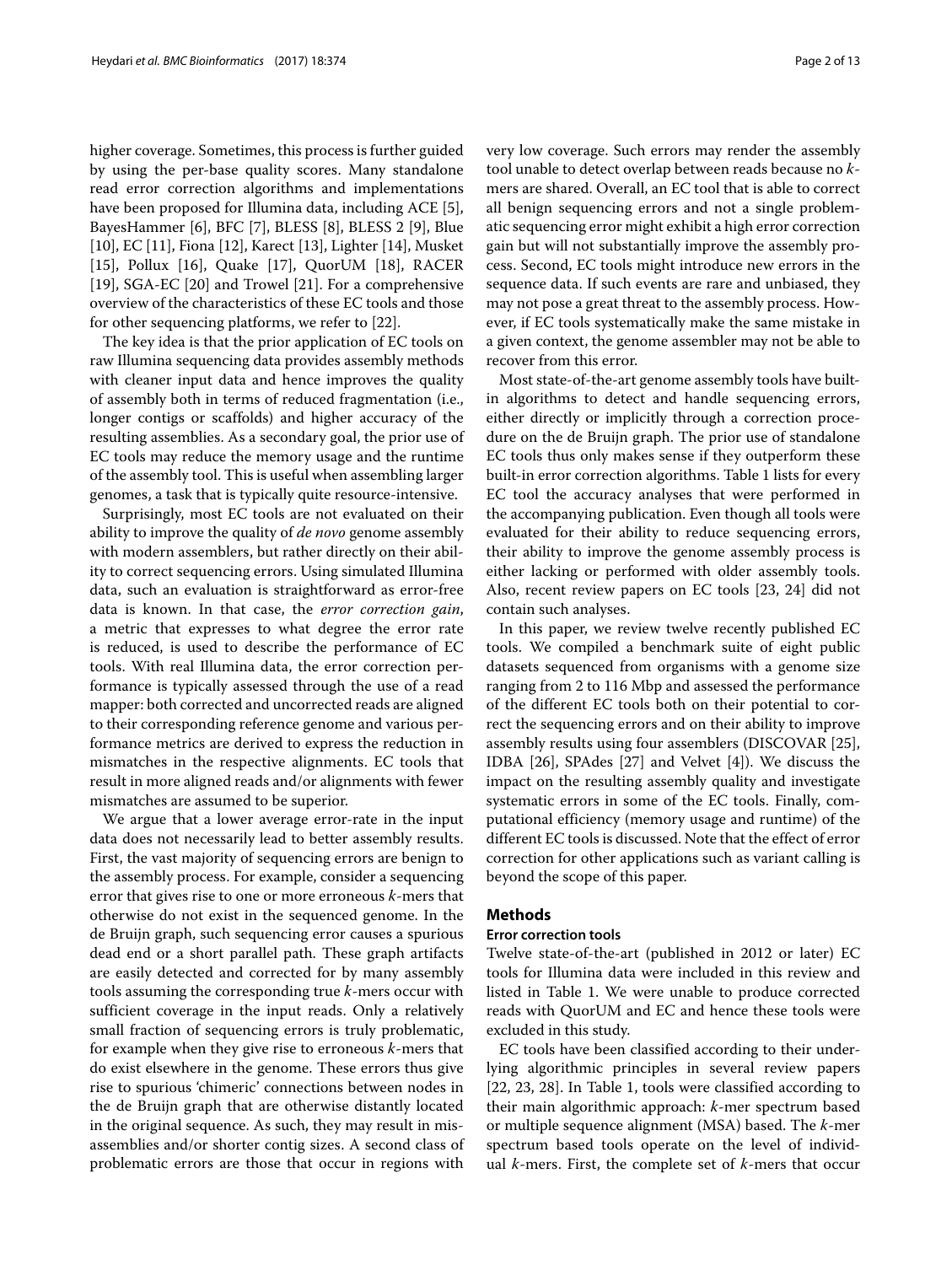higher coverage. Sometimes, this process is further guided by using the per-base quality scores. Many standalone read error correction algorithms and implementations have been proposed for Illumina data, including ACE [5], BayesHammer [6], BFC [7], BLESS [8], BLESS 2 [9], Blue [10], EC [11], Fiona [12], Karect [13], Lighter [14], Musket [15], Pollux [16], Quake [17], QuorUM [18], RACER [19], SGA-EC [20] and Trowel [21]. For a comprehensive overview of the characteristics of these EC tools and those for other sequencing platforms, we refer to [22].

The key idea is that the prior application of EC tools on raw Illumina sequencing data provides assembly methods with cleaner input data and hence improves the quality of assembly both in terms of reduced fragmentation (i.e., longer contigs or scaffolds) and higher accuracy of the resulting assemblies. As a secondary goal, the prior use of EC tools may reduce the memory usage and the runtime of the assembly tool. This is useful when assembling larger genomes, a task that is typically quite resource-intensive.

Surprisingly, most EC tools are not evaluated on their ability to improve the quality of *de novo* genome assembly with modern assemblers, but rather directly on their ability to correct sequencing errors. Using simulated Illumina data, such an evaluation is straightforward as error-free data is known. In that case, the *error correction gain*, a metric that expresses to what degree the error rate is reduced, is used to describe the performance of EC tools. With real Illumina data, the error correction performance is typically assessed through the use of a read mapper: both corrected and uncorrected reads are aligned to their corresponding reference genome and various performance metrics are derived to express the reduction in mismatches in the respective alignments. EC tools that result in more aligned reads and/or alignments with fewer mismatches are assumed to be superior.

We argue that a lower average error-rate in the input data does not necessarily lead to better assembly results. First, the vast majority of sequencing errors are benign to the assembly process. For example, consider a sequencing error that gives rise to one or more erroneous $k$-mers that otherwise do not exist in the sequenced genome. In the de Bruijn graph, such sequencing error causes a spurious dead end or a short parallel path. These graph artifacts are easily detected and corrected for by many assembly tools assuming the corresponding true $k$-mers occur with sufficient coverage in the input reads. Only a relatively small fraction of sequencing errors is truly problematic, for example when they give rise to erroneous $k$-mers that do exist elsewhere in the genome. These errors thus give rise to spurious 'chimeric' connections between nodes in the de Bruijn graph that are otherwise distantly located in the original sequence. As such, they may result in misassemblies and/or shorter contig sizes. A second class of problematic errors are those that occur in regions with very low coverage. Such errors may render the assembly tool unable to detect overlap between reads because no $k$-mers are shared. Overall, an EC tool that is able to correct all benign sequencing errors and not a single problematic sequencing error might exhibit a high error correction gain but will not substantially improve the assembly process. Second, EC tools might introduce new errors in the sequence data. If such events are rare and unbiased, they may not pose a great threat to the assembly process. However, if EC tools systematically make the same mistake in a given context, the genome assembler may not be able to recover from this error.

Most state-of-the-art genome assembly tools have built-in algorithms to detect and handle sequencing errors, either directly or implicitly through a correction procedure on the de Bruijn graph. The prior use of standalone EC tools thus only makes sense if they outperform these built-in error correction algorithms. Table 1 lists for every EC tool the accuracy analyses that were performed in the accompanying publication. Even though all tools were evaluated for their ability to reduce sequencing errors, their ability to improve the genome assembly process is either lacking or performed with older assembly tools. Also, recent review papers on EC tools [23, 24] did not contain such analyses.

In this paper, we review twelve recently published EC tools. We compiled a benchmark suite of eight public datasets sequenced from organisms with a genome size ranging from 2 to 116 Mbp and assessed the performance of the different EC tools both on their potential to correct the sequencing errors and on their ability to improve assembly results using four assemblers (DISCOVAR [25], IDBA [26], SPAdes [27] and Velvet [4]). We discuss the impact on the resulting assembly quality and investigate systematic errors in some of the EC tools. Finally, computational efficiency (memory usage and runtime) of the different EC tools is discussed. Note that the effect of error correction for other applications such as variant calling is beyond the scope of this paper.

## Methods

### Error correction tools

Twelve state-of-the-art (published in 2012 or later) EC tools for Illumina data were included in this review and listed in Table 1. We were unable to produce corrected reads with QuorUM and EC and hence these tools were excluded in this study.

EC tools have been classified according to their underlying algorithmic principles in several review papers [22, 23, 28]. In Table 1, tools were classified according to their main algorithmic approach: $k$-mer spectrum based or multiple sequence alignment (MSA) based. The $k$-mer spectrum based tools operate on the level of individual $k$-mers. First, the complete set of $k$-mers that occur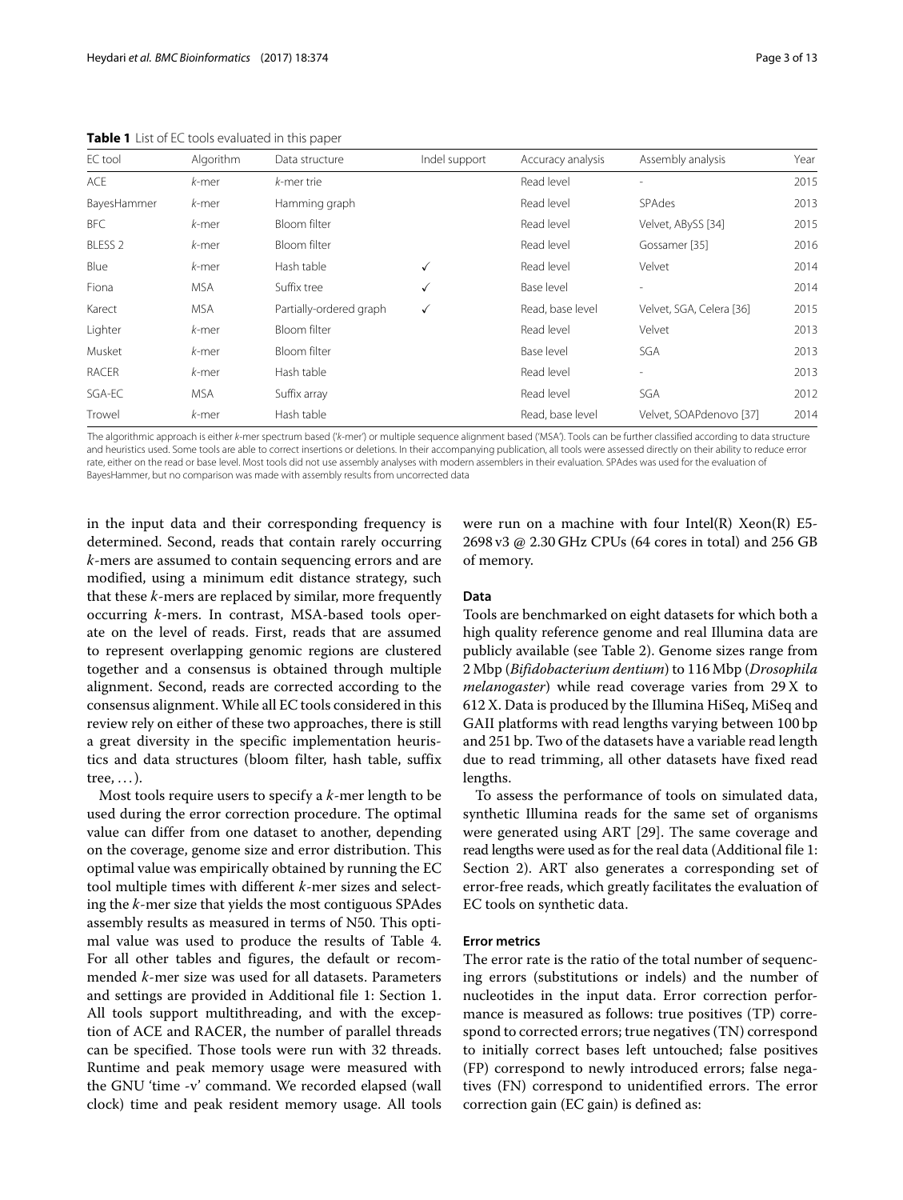**Table 1** List of EC tools evaluated in this paper

| EC tool | Algorithm | Data structure | Indel support | Accuracy analysis | Assembly analysis | Year |
|---|---|---|---|---|---|---|
| ACE | *k*-mer | *k*-mer trie | | Read level | - | 2015 |
| BayesHammer | *k*-mer | Hamming graph | | Read level | SPAdes | 2013 |
| BFC | *k*-mer | Bloom filter | | Read level | Velvet, ABySS [34] | 2015 |
| BLESS 2 | *k*-mer | Bloom filter | | Read level | Gossamer [35] | 2016 |
| Blue | *k*-mer | Hash table | ✓ | Read level | Velvet | 2014 |
| Fiona | MSA | Suffix tree | ✓ | Base level | - | 2014 |
| Karect | MSA | Partially-ordered graph | ✓ | Read, base level | Velvet, SGA, Celera [36] | 2015 |
| Lighter | *k*-mer | Bloom filter | | Read level | Velvet | 2013 |
| Musket | *k*-mer | Bloom filter | | Base level | SGA | 2013 |
| RACER | *k*-mer | Hash table | | Read level | - | 2013 |
| SGA-EC | MSA | Suffix array | | Read level | SGA | 2012 |
| Trowel | *k*-mer | Hash table | | Read, base level | Velvet, SOAPdenovo [37] | 2014 |

The algorithmic approach is either *k*-mer spectrum based ('*k*-mer') or multiple sequence alignment based ('MSA'). Tools can be further classified according to data structure and heuristics used. Some tools are able to correct insertions or deletions. In their accompanying publication, all tools were assessed directly on their ability to reduce error rate, either on the read or base level. Most tools did not use assembly analyses with modern assemblers in their evaluation. SPAdes was used for the evaluation of BayesHammer, but no comparison was made with assembly results from uncorrected data

in the input data and their corresponding frequency is determined. Second, reads that contain rarely occurring *k*-mers are assumed to contain sequencing errors and are modified, using a minimum edit distance strategy, such that these *k*-mers are replaced by similar, more frequently occurring *k*-mers. In contrast, MSA-based tools operate on the level of reads. First, reads that are assumed to represent overlapping genomic regions are clustered together and a consensus is obtained through multiple alignment. Second, reads are corrected according to the consensus alignment. While all EC tools considered in this review rely on either of these two approaches, there is still a great diversity in the specific implementation heuristics and data structures (bloom filter, hash table, suffix tree, ...).

Most tools require users to specify a *k*-mer length to be used during the error correction procedure. The optimal value can differ from one dataset to another, depending on the coverage, genome size and error distribution. This optimal value was empirically obtained by running the EC tool multiple times with different *k*-mer sizes and selecting the *k*-mer size that yields the most contiguous SPAdes assembly results as measured in terms of N50. This optimal value was used to produce the results of Table 4. For all other tables and figures, the default or recommended *k*-mer size was used for all datasets. Parameters and settings are provided in Additional file 1: Section 1. All tools support multithreading, and with the exception of ACE and RACER, the number of parallel threads can be specified. Those tools were run with 32 threads. Runtime and peak memory usage were measured with the GNU 'time -v' command. We recorded elapsed (wall clock) time and peak resident memory usage. All tools were run on a machine with four Intel(R) Xeon(R) E5-2698 v3 @ 2.30 GHz CPUs (64 cores in total) and 256 GB of memory.

#### Data

Tools are benchmarked on eight datasets for which both a high quality reference genome and real Illumina data are publicly available (see Table 2). Genome sizes range from 2 Mbp (*Bifidobacterium dentium*) to 116 Mbp (*Drosophila melanogaster*) while read coverage varies from 29 X to 612 X. Data is produced by the Illumina HiSeq, MiSeq and GAII platforms with read lengths varying between 100 bp and 251 bp. Two of the datasets have a variable read length due to read trimming, all other datasets have fixed read lengths.

To assess the performance of tools on simulated data, synthetic Illumina reads for the same set of organisms were generated using ART [29]. The same coverage and read lengths were used as for the real data (Additional file 1: Section 2). ART also generates a corresponding set of error-free reads, which greatly facilitates the evaluation of EC tools on synthetic data.

#### Error metrics

The error rate is the ratio of the total number of sequencing errors (substitutions or indels) and the number of nucleotides in the input data. Error correction performance is measured as follows: true positives (TP) correspond to corrected errors; true negatives (TN) correspond to initially correct bases left untouched; false positives (FP) correspond to newly introduced errors; false negatives (FN) correspond to unidentified errors. The error correction gain (EC gain) is defined as: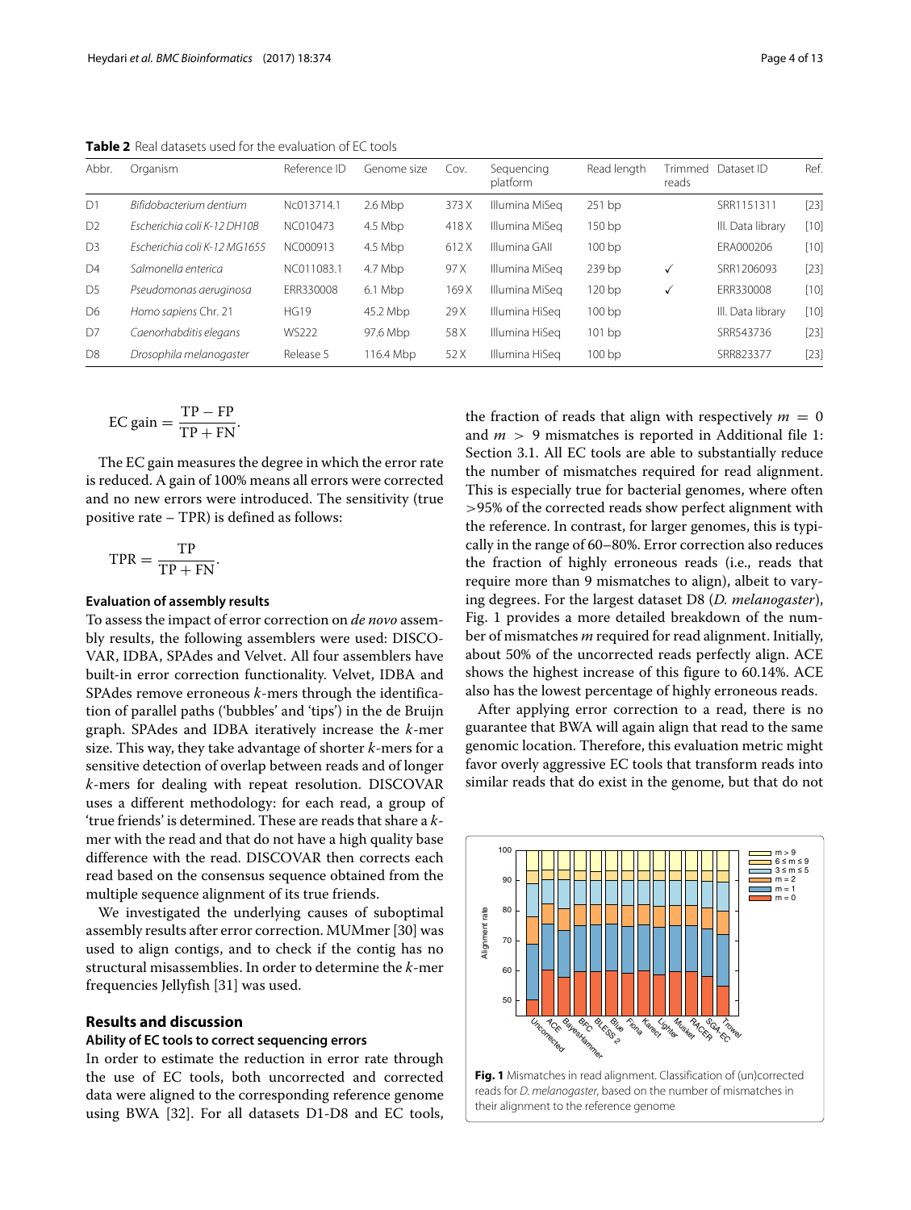**Table 2** Real datasets used for the evaluation of EC tools

| Abbr. | Organism | Reference ID | Genome size | Cov. | Sequencing platform | Read length | Trimmed reads | Dataset ID | Ref. |
|---|---|---|---|---|---|---|---|---|---|
| D1 | *Bifidobacterium dentium* | Nc013714.1 | 2.6 Mbp | 373 X | Illumina MiSeq | 251 bp | | SRR1151311 | [23] |
| D2 | *Escherichia coli K-12 DH10B* | NC010473 | 4.5 Mbp | 418 X | Illumina MiSeq | 150 bp | | Ill. Data library | [10] |
| D3 | *Escherichia coli K-12 MG1655* | NC000913 | 4.5 Mbp | 612 X | Illumina GAII | 100 bp | | ERA000206 | [10] |
| D4 | *Salmonella enterica* | NC011083.1 | 4.7 Mbp | 97 X | Illumina MiSeq | 239 bp | ✓ | SRR1206093 | [23] |
| D5 | *Pseudomonas aeruginosa* | ERR330008 | 6.1 Mbp | 169 X | Illumina MiSeq | 120 bp | ✓ | ERR330008 | [10] |
| D6 | *Homo sapiens* Chr. 21 | HG19 | 45.2 Mbp | 29 X | Illumina HiSeq | 100 bp | | Ill. Data library | [10] |
| D7 | *Caenorhabditis elegans* | WS222 | 97.6 Mbp | 58 X | Illumina HiSeq | 101 bp | | SRR543736 | [23] |
| D8 | *Drosophila melanogaster* | Release 5 | 116.4 Mbp | 52 X | Illumina HiSeq | 100 bp | | SRR823377 | [23] |

$$\text{EC gain} = \frac{\text{TP} - \text{FP}}{\text{TP} + \text{FN}}.$$

The EC gain measures the degree in which the error rate is reduced. A gain of 100% means all errors were corrected and no new errors were introduced. The sensitivity (true positive rate – TPR) is defined as follows:

$$\text{TPR} = \frac{\text{TP}}{\text{TP} + \text{FN}}.$$

### Evaluation of assembly results

To assess the impact of error correction on *de novo* assembly results, the following assemblers were used: DISCOVAR, IDBA, SPAdes and Velvet. All four assemblers have built-in error correction functionality. Velvet, IDBA and SPAdes remove erroneous *k*-mers through the identification of parallel paths ('bubbles' and 'tips') in the de Bruijn graph. SPAdes and IDBA iteratively increase the *k*-mer size. This way, they take advantage of shorter *k*-mers for a sensitive detection of overlap between reads and of longer *k*-mers for dealing with repeat resolution. DISCOVAR uses a different methodology: for each read, a group of 'true friends' is determined. These are reads that share a *k*-mer with the read and that do not have a high quality base difference with the read. DISCOVAR then corrects each read based on the consensus sequence obtained from the multiple sequence alignment of its true friends.

We investigated the underlying causes of suboptimal assembly results after error correction. MUMmer [30] was used to align contigs, and to check if the contig has no structural misassemblies. In order to determine the *k*-mer frequencies Jellyfish [31] was used.

## Results and discussion

### Ability of EC tools to correct sequencing errors

In order to estimate the reduction in error rate through the use of EC tools, both uncorrected and corrected data were aligned to the corresponding reference genome using BWA [32]. For all datasets D1-D8 and EC tools, the fraction of reads that align with respectively $m = 0$ and $m > 9$ mismatches is reported in Additional file 1: Section 3.1. All EC tools are able to substantially reduce the number of mismatches required for read alignment. This is especially true for bacterial genomes, where often >95% of the corrected reads show perfect alignment with the reference. In contrast, for larger genomes, this is typically in the range of 60–80%. Error correction also reduces the fraction of highly erroneous reads (i.e., reads that require more than 9 mismatches to align), albeit to varying degrees. For the largest dataset D8 (*D. melanogaster*), Fig. 1 provides a more detailed breakdown of the number of mismatches $m$ required for read alignment. Initially, about 50% of the uncorrected reads perfectly align. ACE shows the highest increase of this figure to 60.14%. ACE also has the lowest percentage of highly erroneous reads.

After applying error correction to a read, there is no guarantee that BWA will again align that read to the same genomic location. Therefore, this evaluation metric might favor overly aggressive EC tools that transform reads into similar reads that do exist in the genome, but that do not

**Fig. 1** Mismatches in read alignment. Classification of (un)corrected reads for *D. melanogaster*, based on the number of mismatches in their alignment to the reference genome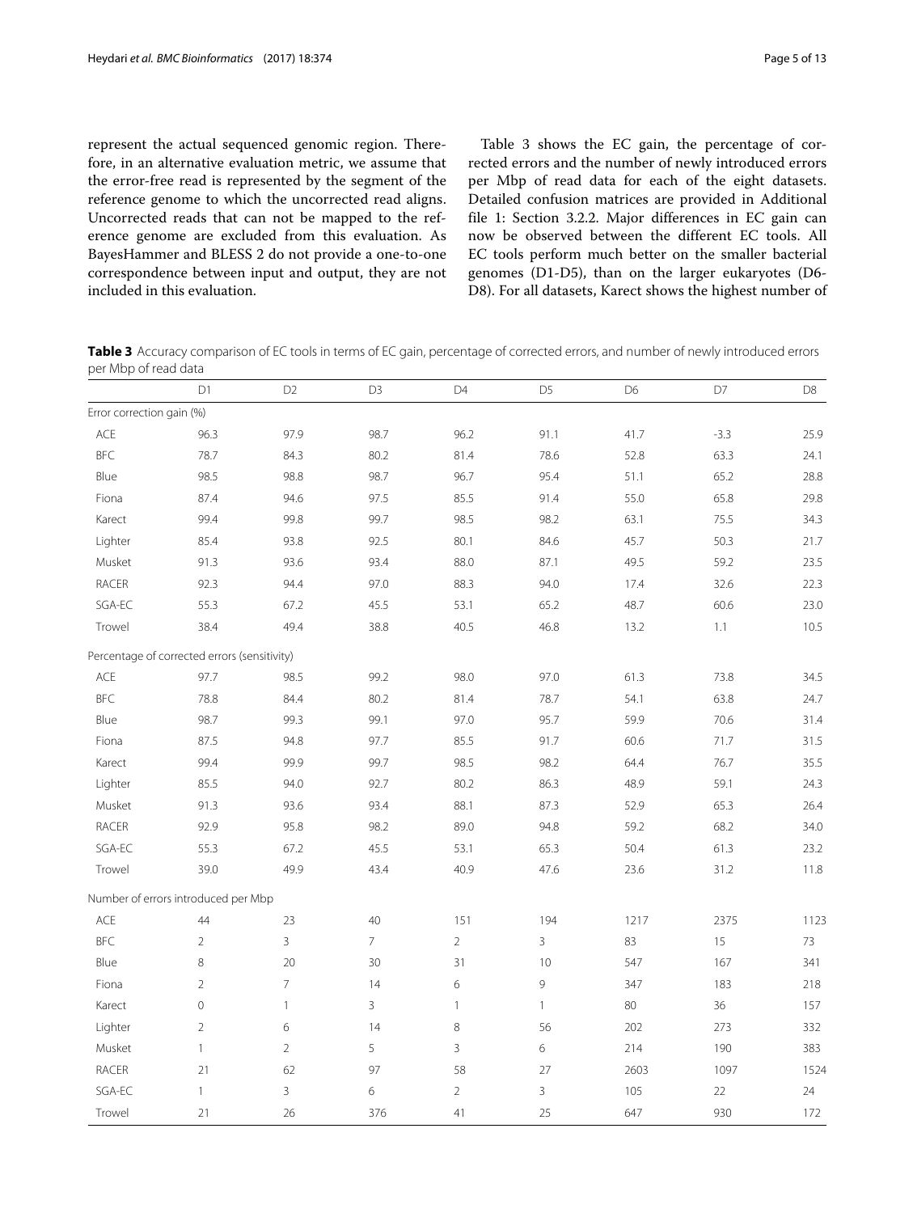represent the actual sequenced genomic region. Therefore, in an alternative evaluation metric, we assume that the error-free read is represented by the segment of the reference genome to which the uncorrected read aligns. Uncorrected reads that can not be mapped to the reference genome are excluded from this evaluation. As BayesHammer and BLESS 2 do not provide a one-to-one correspondence between input and output, they are not included in this evaluation.

Table 3 shows the EC gain, the percentage of corrected errors and the number of newly introduced errors per Mbp of read data for each of the eight datasets. Detailed confusion matrices are provided in Additional file 1: Section 3.2.2. Major differences in EC gain can now be observed between the different EC tools. All EC tools perform much better on the smaller bacterial genomes (D1-D5), than on the larger eukaryotes (D6-D8). For all datasets, Karect shows the highest number of

**Table 3** Accuracy comparison of EC tools in terms of EC gain, percentage of corrected errors, and number of newly introduced errors per Mbp of read data

| | D1 | D2 | D3 | D4 | D5 | D6 | D7 | D8 |
|---|---|---|---|---|---|---|---|---|
| Error correction gain (%) | | | | | | | | |
| ACE | 96.3 | 97.9 | 98.7 | 96.2 | 91.1 | 41.7 | -3.3 | 25.9 |
| BFC | 78.7 | 84.3 | 80.2 | 81.4 | 78.6 | 52.8 | 63.3 | 24.1 |
| Blue | 98.5 | 98.8 | 98.7 | 96.7 | 95.4 | 51.1 | 65.2 | 28.8 |
| Fiona | 87.4 | 94.6 | 97.5 | 85.5 | 91.4 | 55.0 | 65.8 | 29.8 |
| Karect | 99.4 | 99.8 | 99.7 | 98.5 | 98.2 | 63.1 | 75.5 | 34.3 |
| Lighter | 85.4 | 93.8 | 92.5 | 80.1 | 84.6 | 45.7 | 50.3 | 21.7 |
| Musket | 91.3 | 93.6 | 93.4 | 88.0 | 87.1 | 49.5 | 59.2 | 23.5 |
| RACER | 92.3 | 94.4 | 97.0 | 88.3 | 94.0 | 17.4 | 32.6 | 22.3 |
| SGA-EC | 55.3 | 67.2 | 45.5 | 53.1 | 65.2 | 48.7 | 60.6 | 23.0 |
| Trowel | 38.4 | 49.4 | 38.8 | 40.5 | 46.8 | 13.2 | 1.1 | 10.5 |
| Percentage of corrected errors (sensitivity) | | | | | | | | |
| ACE | 97.7 | 98.5 | 99.2 | 98.0 | 97.0 | 61.3 | 73.8 | 34.5 |
| BFC | 78.8 | 84.4 | 80.2 | 81.4 | 78.7 | 54.1 | 63.8 | 24.7 |
| Blue | 98.7 | 99.3 | 99.1 | 97.0 | 95.7 | 59.9 | 70.6 | 31.4 |
| Fiona | 87.5 | 94.8 | 97.7 | 85.5 | 91.7 | 60.6 | 71.7 | 31.5 |
| Karect | 99.4 | 99.9 | 99.7 | 98.5 | 98.2 | 64.4 | 76.7 | 35.5 |
| Lighter | 85.5 | 94.0 | 92.7 | 80.2 | 86.3 | 48.9 | 59.1 | 24.3 |
| Musket | 91.3 | 93.6 | 93.4 | 88.1 | 87.3 | 52.9 | 65.3 | 26.4 |
| RACER | 92.9 | 95.8 | 98.2 | 89.0 | 94.8 | 59.2 | 68.2 | 34.0 |
| SGA-EC | 55.3 | 67.2 | 45.5 | 53.1 | 65.3 | 50.4 | 61.3 | 23.2 |
| Trowel | 39.0 | 49.9 | 43.4 | 40.9 | 47.6 | 23.6 | 31.2 | 11.8 |
| Number of errors introduced per Mbp | | | | | | | | |
| ACE | 44 | 23 | 40 | 151 | 194 | 1217 | 2375 | 1123 |
| BFC | 2 | 3 | 7 | 2 | 3 | 83 | 15 | 73 |
| Blue | 8 | 20 | 30 | 31 | 10 | 547 | 167 | 341 |
| Fiona | 2 | 7 | 14 | 6 | 9 | 347 | 183 | 218 |
| Karect | 0 | 1 | 3 | 1 | 1 | 80 | 36 | 157 |
| Lighter | 2 | 6 | 14 | 8 | 56 | 202 | 273 | 332 |
| Musket | 1 | 2 | 5 | 3 | 6 | 214 | 190 | 383 |
| RACER | 21 | 62 | 97 | 58 | 27 | 2603 | 1097 | 1524 |
| SGA-EC | 1 | 3 | 6 | 2 | 3 | 105 | 22 | 24 |
| Trowel | 21 | 26 | 376 | 41 | 25 | 647 | 930 | 172 |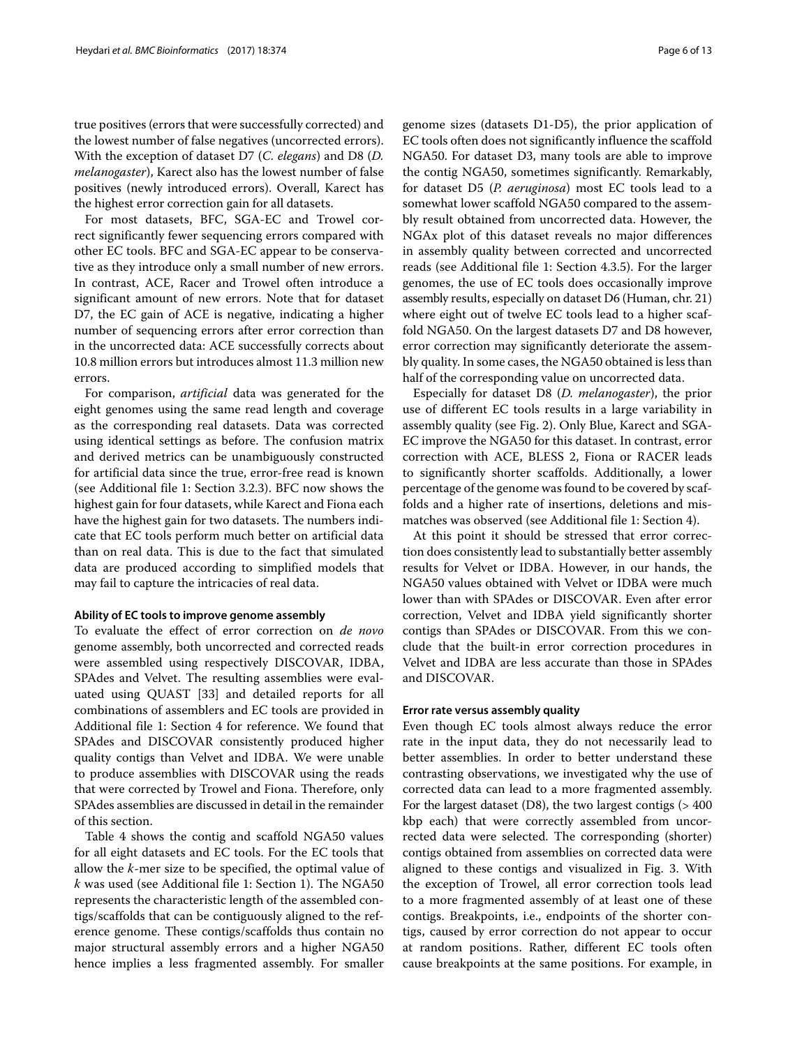true positives (errors that were successfully corrected) and the lowest number of false negatives (uncorrected errors). With the exception of dataset D7 (*C. elegans*) and D8 (*D. melanogaster*), Karect also has the lowest number of false positives (newly introduced errors). Overall, Karect has the highest error correction gain for all datasets.

For most datasets, BFC, SGA-EC and Trowel correct significantly fewer sequencing errors compared with other EC tools. BFC and SGA-EC appear to be conservative as they introduce only a small number of new errors. In contrast, ACE, Racer and Trowel often introduce a significant amount of new errors. Note that for dataset D7, the EC gain of ACE is negative, indicating a higher number of sequencing errors after error correction than in the uncorrected data: ACE successfully corrects about 10.8 million errors but introduces almost 11.3 million new errors.

For comparison, *artificial* data was generated for the eight genomes using the same read length and coverage as the corresponding real datasets. Data was corrected using identical settings as before. The confusion matrix and derived metrics can be unambiguously constructed for artificial data since the true, error-free read is known (see Additional file 1: Section 3.2.3). BFC now shows the highest gain for four datasets, while Karect and Fiona each have the highest gain for two datasets. The numbers indicate that EC tools perform much better on artificial data than on real data. This is due to the fact that simulated data are produced according to simplified models that may fail to capture the intricacies of real data.

#### Ability of EC tools to improve genome assembly

To evaluate the effect of error correction on *de novo* genome assembly, both uncorrected and corrected reads were assembled using respectively DISCOVAR, IDBA, SPAdes and Velvet. The resulting assemblies were evaluated using QUAST [33] and detailed reports for all combinations of assemblers and EC tools are provided in Additional file 1: Section 4 for reference. We found that SPAdes and DISCOVAR consistently produced higher quality contigs than Velvet and IDBA. We were unable to produce assemblies with DISCOVAR using the reads that were corrected by Trowel and Fiona. Therefore, only SPAdes assemblies are discussed in detail in the remainder of this section.

Table 4 shows the contig and scaffold NGA50 values for all eight datasets and EC tools. For the EC tools that allow the $k$-mer size to be specified, the optimal value of $k$ was used (see Additional file 1: Section 1). The NGA50 represents the characteristic length of the assembled contigs/scaffolds that can be contiguously aligned to the reference genome. These contigs/scaffolds thus contain no major structural assembly errors and a higher NGA50 hence implies a less fragmented assembly. For smaller genome sizes (datasets D1-D5), the prior application of EC tools often does not significantly influence the scaffold NGA50. For dataset D3, many tools are able to improve the contig NGA50, sometimes significantly. Remarkably, for dataset D5 (*P. aeruginosa*) most EC tools lead to a somewhat lower scaffold NGA50 compared to the assembly result obtained from uncorrected data. However, the NGAx plot of this dataset reveals no major differences in assembly quality between corrected and uncorrected reads (see Additional file 1: Section 4.3.5). For the larger genomes, the use of EC tools does occasionally improve assembly results, especially on dataset D6 (Human, chr. 21) where eight out of twelve EC tools lead to a higher scaffold NGA50. On the largest datasets D7 and D8 however, error correction may significantly deteriorate the assembly quality. In some cases, the NGA50 obtained is less than half of the corresponding value on uncorrected data.

Especially for dataset D8 (*D. melanogaster*), the prior use of different EC tools results in a large variability in assembly quality (see Fig. 2). Only Blue, Karect and SGA-EC improve the NGA50 for this dataset. In contrast, error correction with ACE, BLESS 2, Fiona or RACER leads to significantly shorter scaffolds. Additionally, a lower percentage of the genome was found to be covered by scaffolds and a higher rate of insertions, deletions and mismatches was observed (see Additional file 1: Section 4).

At this point it should be stressed that error correction does consistently lead to substantially better assembly results for Velvet or IDBA. However, in our hands, the NGA50 values obtained with Velvet or IDBA were much lower than with SPAdes or DISCOVAR. Even after error correction, Velvet and IDBA yield significantly shorter contigs than SPAdes or DISCOVAR. From this we conclude that the built-in error correction procedures in Velvet and IDBA are less accurate than those in SPAdes and DISCOVAR.

#### Error rate versus assembly quality

Even though EC tools almost always reduce the error rate in the input data, they do not necessarily lead to better assemblies. In order to better understand these contrasting observations, we investigated why the use of corrected data can lead to a more fragmented assembly. For the largest dataset (D8), the two largest contigs (> 400 kbp each) that were correctly assembled from uncorrected data were selected. The corresponding (shorter) contigs obtained from assemblies on corrected data were aligned to these contigs and visualized in Fig. 3. With the exception of Trowel, all error correction tools lead to a more fragmented assembly of at least one of these contigs. Breakpoints, i.e., endpoints of the shorter contigs, caused by error correction do not appear to occur at random positions. Rather, different EC tools often cause breakpoints at the same positions. For example, in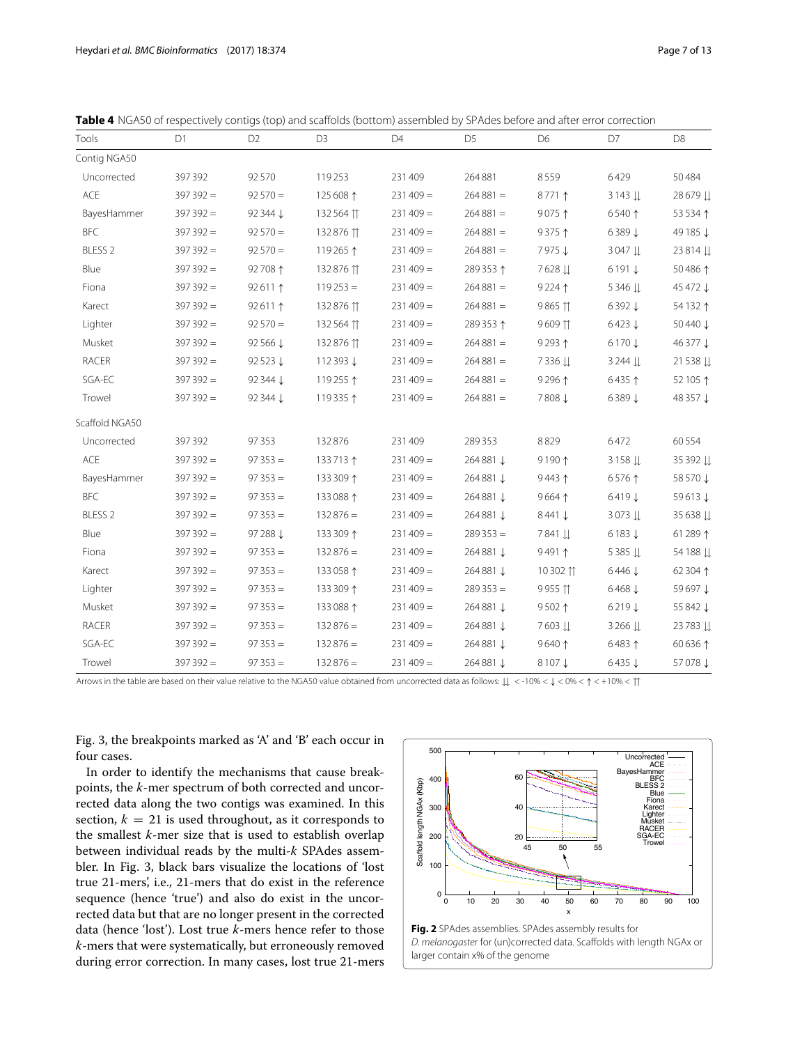**Table 4** NGA50 of respectively contigs (top) and scaffolds (bottom) assembled by SPAdes before and after error correction

| Tools | D1 | D2 | D3 | D4 | D5 | D6 | D7 | D8 |
|---|---|---|---|---|---|---|---|---|
| Contig NGA50 | | | | | | | | |
| Uncorrected | 397 392 | 92 570 | 119 253 | 231 409 | 264 881 | 8 559 | 6 429 | 50 484 |
| ACE | 397 392 = | 92 570 = | 125 608 ↑ | 231 409 = | 264 881 = | 8 771 ↑ | 3 143 ⇊ | 28 679 ⇊ |
| BayesHammer | 397 392 = | 92 344 ↓ | 132 564 ⇈ | 231 409 = | 264 881 = | 9 075 ↑ | 6 540 ↑ | 53 534 ↑ |
| BFC | 397 392 = | 92 570 = | 132 876 ⇈ | 231 409 = | 264 881 = | 9 375 ↑ | 6 389 ↓ | 49 185 ↓ |
| BLESS 2 | 397 392 = | 92 570 = | 119 265 ↑ | 231 409 = | 264 881 = | 7 975 ↓ | 3 047 ⇊ | 23 814 ⇊ |
| Blue | 397 392 = | 92 708 ↑ | 132 876 ⇈ | 231 409 = | 289 353 ↑ | 7 628 ⇊ | 6 191 ↓ | 50 486 ↑ |
| Fiona | 397 392 = | 92 611 ↑ | 119 253 = | 231 409 = | 264 881 = | 9 224 ↑ | 5 346 ⇊ | 45 472 ↓ |
| Karect | 397 392 = | 92 611 ↑ | 132 876 ⇈ | 231 409 = | 264 881 = | 9 865 ⇈ | 6 392 ↓ | 54 132 ↑ |
| Lighter | 397 392 = | 92 570 = | 132 564 ⇈ | 231 409 = | 289 353 ↑ | 9 609 ⇈ | 6 423 ↓ | 50 440 ↓ |
| Musket | 397 392 = | 92 566 ↓ | 132 876 ⇈ | 231 409 = | 264 881 = | 9 293 ↑ | 6 170 ↓ | 46 377 ↓ |
| RACER | 397 392 = | 92 523 ↓ | 112 393 ↓ | 231 409 = | 264 881 = | 7 336 ⇊ | 3 244 ⇊ | 21 538 ⇊ |
| SGA-EC | 397 392 = | 92 344 ↓ | 119 255 ↑ | 231 409 = | 264 881 = | 9 296 ↑ | 6 435 ↑ | 52 105 ↑ |
| Trowel | 397 392 = | 92 344 ↓ | 119 335 ↑ | 231 409 = | 264 881 = | 7 808 ↓ | 6 389 ↓ | 48 357 ↓ |
| Scaffold NGA50 | | | | | | | | |
| Uncorrected | 397 392 | 97 353 | 132 876 | 231 409 | 289 353 | 8 829 | 6 472 | 60 554 |
| ACE | 397 392 = | 97 353 = | 133 713 ↑ | 231 409 = | 264 881 ↓ | 9 190 ↑ | 3 158 ⇊ | 35 392 ⇊ |
| BayesHammer | 397 392 = | 97 353 = | 133 309 ↑ | 231 409 = | 264 881 ↓ | 9 443 ↑ | 6 576 ↑ | 58 570 ↓ |
| BFC | 397 392 = | 97 353 = | 133 088 ↑ | 231 409 = | 264 881 ↓ | 9 664 ↑ | 6 419 ↓ | 59 613 ↓ |
| BLESS 2 | 397 392 = | 97 353 = | 132 876 = | 231 409 = | 264 881 ↓ | 8 441 ↓ | 3 073 ⇊ | 35 638 ⇊ |
| Blue | 397 392 = | 97 288 ↓ | 133 309 ↑ | 231 409 = | 289 353 = | 7 841 ⇊ | 6 183 ↓ | 61 289 ↑ |
| Fiona | 397 392 = | 97 353 = | 132 876 = | 231 409 = | 264 881 ↓ | 9 491 ↑ | 5 385 ⇊ | 54 188 ⇊ |
| Karect | 397 392 = | 97 353 = | 133 058 ↑ | 231 409 = | 264 881 ↓ | 10 302 ⇈ | 6 446 ↓ | 62 304 ↑ |
| Lighter | 397 392 = | 97 353 = | 133 309 ↑ | 231 409 = | 289 353 = | 9 955 ⇈ | 6 468 ↓ | 59 697 ↓ |
| Musket | 397 392 = | 97 353 = | 133 088 ↑ | 231 409 = | 264 881 ↓ | 9 502 ↑ | 6 219 ↓ | 55 842 ↓ |
| RACER | 397 392 = | 97 353 = | 132 876 = | 231 409 = | 264 881 ↓ | 7 603 ⇊ | 3 266 ⇊ | 23 783 ⇊ |
| SGA-EC | 397 392 = | 97 353 = | 132 876 = | 231 409 = | 264 881 ↓ | 9 640 ↑ | 6 483 ↑ | 60 636 ↑ |
| Trowel | 397 392 = | 97 353 = | 132 876 = | 231 409 = | 264 881 ↓ | 8 107 ↓ | 6 435 ↓ | 57 078 ↓ |

Arrows in the table are based on their value relative to the NGA50 value obtained from uncorrected data as follows: ⇊ < -10% < ↓ < 0% < ↑ < +10% < ⇈

Fig. 3, the breakpoints marked as 'A' and 'B' each occur in four cases.

In order to identify the mechanisms that cause breakpoints, the $k$-mer spectrum of both corrected and uncorrected data along the two contigs was examined. In this section, $k = 21$ is used throughout, as it corresponds to the smallest $k$-mer size that is used to establish overlap between individual reads by the multi-$k$ SPAdes assembler. In Fig. 3, black bars visualize the locations of 'lost true 21-mers', i.e., 21-mers that do exist in the reference sequence (hence 'true') and also do exist in the uncorrected data but that are no longer present in the corrected data (hence 'lost'). Lost true $k$-mers hence refer to those $k$-mers that were systematically, but erroneously removed during error correction. In many cases, lost true 21-mers

**Fig. 2** SPAdes assemblies. SPAdes assembly results for *D. melanogaster* for (un)corrected data. Scaffolds with length NGAx or larger contain x% of the genome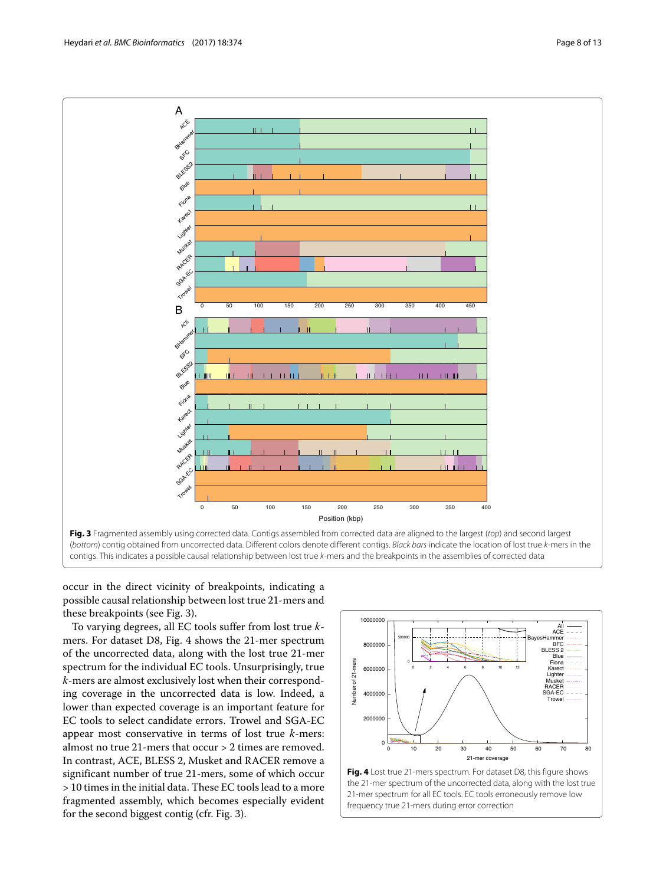**Fig. 3** Fragmented assembly using corrected data. Contigs assembled from corrected data are aligned to the largest (*top*) and second largest (*bottom*) contig obtained from uncorrected data. Different colors denote different contigs. *Black bars* indicate the location of lost true *k*-mers in the contigs. This indicates a possible causal relationship between lost true *k*-mers and the breakpoints in the assemblies of corrected data

occur in the direct vicinity of breakpoints, indicating a possible causal relationship between lost true 21-mers and these breakpoints (see Fig. 3).

To varying degrees, all EC tools suffer from lost true *k*-mers. For dataset D8, Fig. 4 shows the 21-mer spectrum of the uncorrected data, along with the lost true 21-mer spectrum for the individual EC tools. Unsurprisingly, true *k*-mers are almost exclusively lost when their corresponding coverage in the uncorrected data is low. Indeed, a lower than expected coverage is an important feature for EC tools to select candidate errors. Trowel and SGA-EC appear most conservative in terms of lost true *k*-mers: almost no true 21-mers that occur > 2 times are removed. In contrast, ACE, BLESS 2, Musket and RACER remove a significant number of true 21-mers, some of which occur > 10 times in the initial data. These EC tools lead to a more fragmented assembly, which becomes especially evident for the second biggest contig (cfr. Fig. 3).

**Fig. 4** Lost true 21-mers spectrum. For dataset D8, this figure shows the 21-mer spectrum of the uncorrected data, along with the lost true 21-mer spectrum for all EC tools. EC tools erroneously remove low frequency true 21-mers during error correction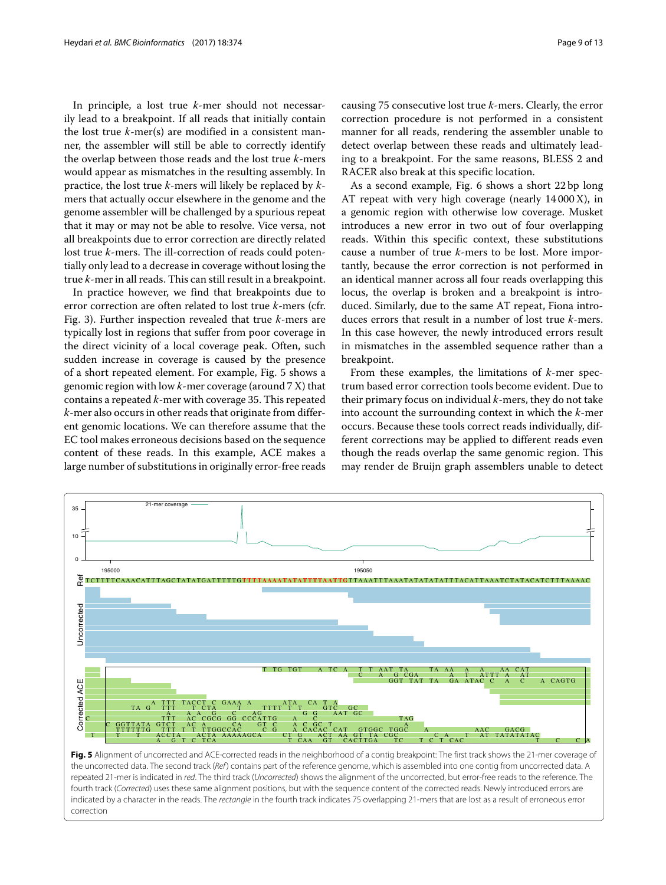In principle, a lost true $k$-mer should not necessarily lead to a breakpoint. If all reads that initially contain the lost true $k$-mer(s) are modified in a consistent manner, the assembler will still be able to correctly identify the overlap between those reads and the lost true $k$-mers would appear as mismatches in the resulting assembly. In practice, the lost true $k$-mers will likely be replaced by $k$-mers that actually occur elsewhere in the genome and the genome assembler will be challenged by a spurious repeat that it may or may not be able to resolve. Vice versa, not all breakpoints due to error correction are directly related lost true $k$-mers. The ill-correction of reads could potentially only lead to a decrease in coverage without losing the true $k$-mer in all reads. This can still result in a breakpoint.

In practice however, we find that breakpoints due to error correction are often related to lost true $k$-mers (cfr. Fig. 3). Further inspection revealed that true $k$-mers are typically lost in regions that suffer from poor coverage in the direct vicinity of a local coverage peak. Often, such sudden increase in coverage is caused by the presence of a short repeated element. For example, Fig. 5 shows a genomic region with low $k$-mer coverage (around 7 X) that contains a repeated $k$-mer with coverage 35. This repeated $k$-mer also occurs in other reads that originate from different genomic locations. We can therefore assume that the EC tool makes erroneous decisions based on the sequence content of these reads. In this example, ACE makes a large number of substitutions in originally error-free reads causing 75 consecutive lost true $k$-mers. Clearly, the error correction procedure is not performed in a consistent manner for all reads, rendering the assembler unable to detect overlap between these reads and ultimately leading to a breakpoint. For the same reasons, BLESS 2 and RACER also break at this specific location.

As a second example, Fig. 6 shows a short 22 bp long AT repeat with very high coverage (nearly 14 000 X), in a genomic region with otherwise low coverage. Musket introduces a new error in two out of four overlapping reads. Within this specific context, these substitutions cause a number of true $k$-mers to be lost. More importantly, because the error correction is not performed in an identical manner across all four reads overlapping this locus, the overlap is broken and a breakpoint is introduced. Similarly, due to the same AT repeat, Fiona introduces errors that result in a number of lost true $k$-mers. In this case however, the newly introduced errors result in mismatches in the assembled sequence rather than a breakpoint.

From these examples, the limitations of $k$-mer spectrum based error correction tools become evident. Due to their primary focus on individual $k$-mers, they do not take into account the surrounding context in which the $k$-mer occurs. Because these tools correct reads individually, different corrections may be applied to different reads even though the reads overlap the same genomic region. This may render de Bruijn graph assemblers unable to detect

**Fig. 5** Alignment of uncorrected and ACE-corrected reads in the neighborhood of a contig breakpoint: The first track shows the 21-mer coverage of the uncorrected data. The second track (*Ref*) contains part of the reference genome, which is assembled into one contig from uncorrected data. A repeated 21-mer is indicated in *red*. The third track (*Uncorrected*) shows the alignment of the uncorrected, but error-free reads to the reference. The fourth track (*Corrected*) uses these same alignment positions, but with the sequence content of the corrected reads. Newly introduced errors are indicated by a character in the reads. The *rectangle* in the fourth track indicates 75 overlapping 21-mers that are lost as a result of erroneous error correction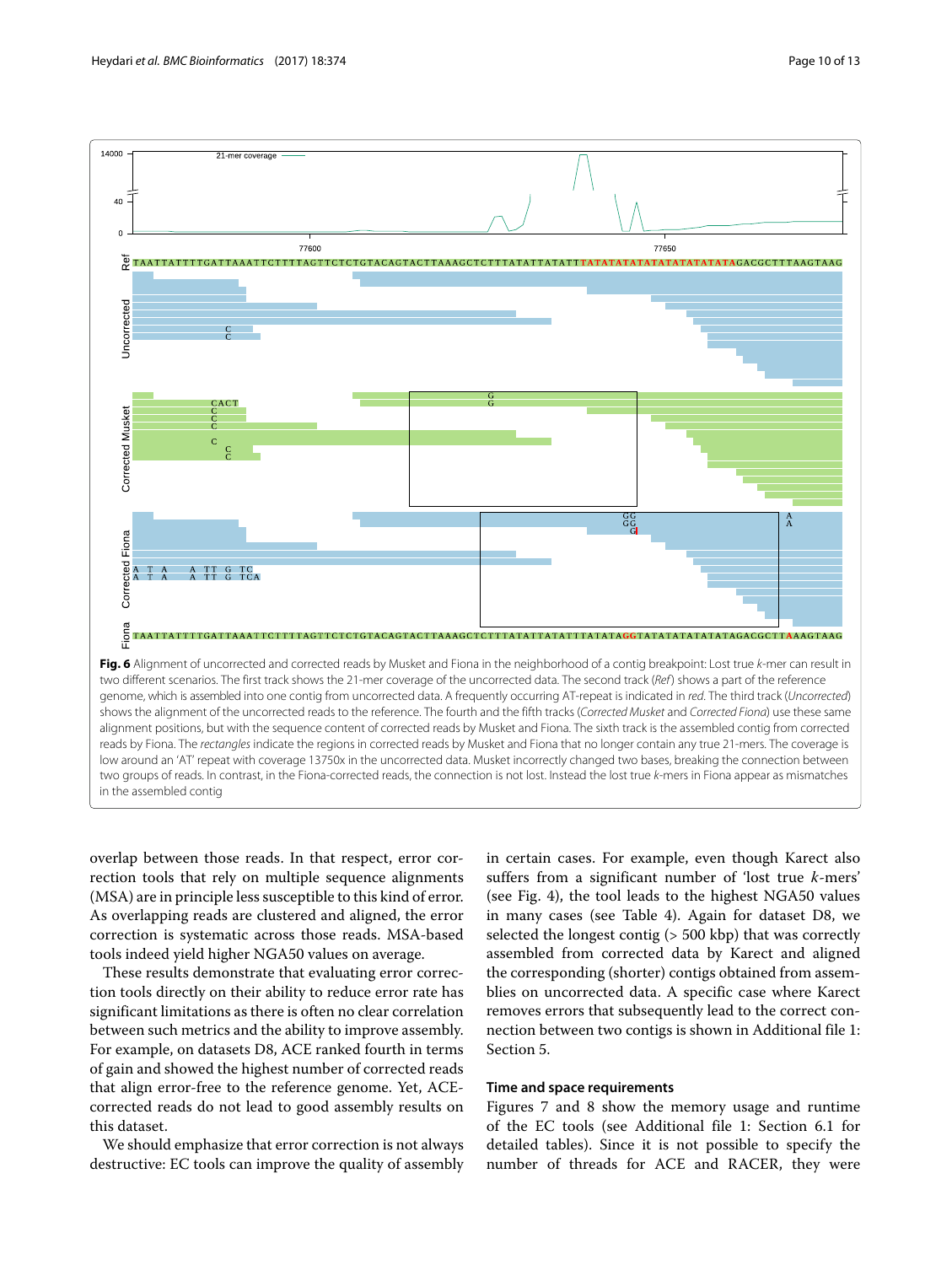**Fig. 6** Alignment of uncorrected and corrected reads by Musket and Fiona in the neighborhood of a contig breakpoint: Lost true *k*-mer can result in two different scenarios. The first track shows the 21-mer coverage of the uncorrected data. The second track (*Ref*) shows a part of the reference genome, which is assembled into one contig from uncorrected data. A frequently occurring AT-repeat is indicated in *red*. The third track (*Uncorrected*) shows the alignment of the uncorrected reads to the reference. The fourth and the fifth tracks (*Corrected Musket* and *Corrected Fiona*) use these same alignment positions, but with the sequence content of corrected reads by Musket and Fiona. The sixth track is the assembled contig from corrected reads by Fiona. The *rectangles* indicate the regions in corrected reads by Musket and Fiona that no longer contain any true 21-mers. The coverage is low around an 'AT' repeat with coverage 13750x in the uncorrected data. Musket incorrectly changed two bases, breaking the connection between two groups of reads. In contrast, in the Fiona-corrected reads, the connection is not lost. Instead the lost true *k*-mers in Fiona appear as mismatches in the assembled contig

overlap between those reads. In that respect, error correction tools that rely on multiple sequence alignments (MSA) are in principle less susceptible to this kind of error. As overlapping reads are clustered and aligned, the error correction is systematic across those reads. MSA-based tools indeed yield higher NGA50 values on average.

These results demonstrate that evaluating error correction tools directly on their ability to reduce error rate has significant limitations as there is often no clear correlation between such metrics and the ability to improve assembly. For example, on datasets D8, ACE ranked fourth in terms of gain and showed the highest number of corrected reads that align error-free to the reference genome. Yet, ACE-corrected reads do not lead to good assembly results on this dataset.

We should emphasize that error correction is not always destructive: EC tools can improve the quality of assembly in certain cases. For example, even though Karect also suffers from a significant number of 'lost true *k*-mers' (see Fig. 4), the tool leads to the highest NGA50 values in many cases (see Table 4). Again for dataset D8, we selected the longest contig (> 500 kbp) that was correctly assembled from corrected data by Karect and aligned the corresponding (shorter) contigs obtained from assemblies on uncorrected data. A specific case where Karect removes errors that subsequently lead to the correct connection between two contigs is shown in Additional file 1: Section 5.

#### Time and space requirements

Figures 7 and 8 show the memory usage and runtime of the EC tools (see Additional file 1: Section 6.1 for detailed tables). Since it is not possible to specify the number of threads for ACE and RACER, they were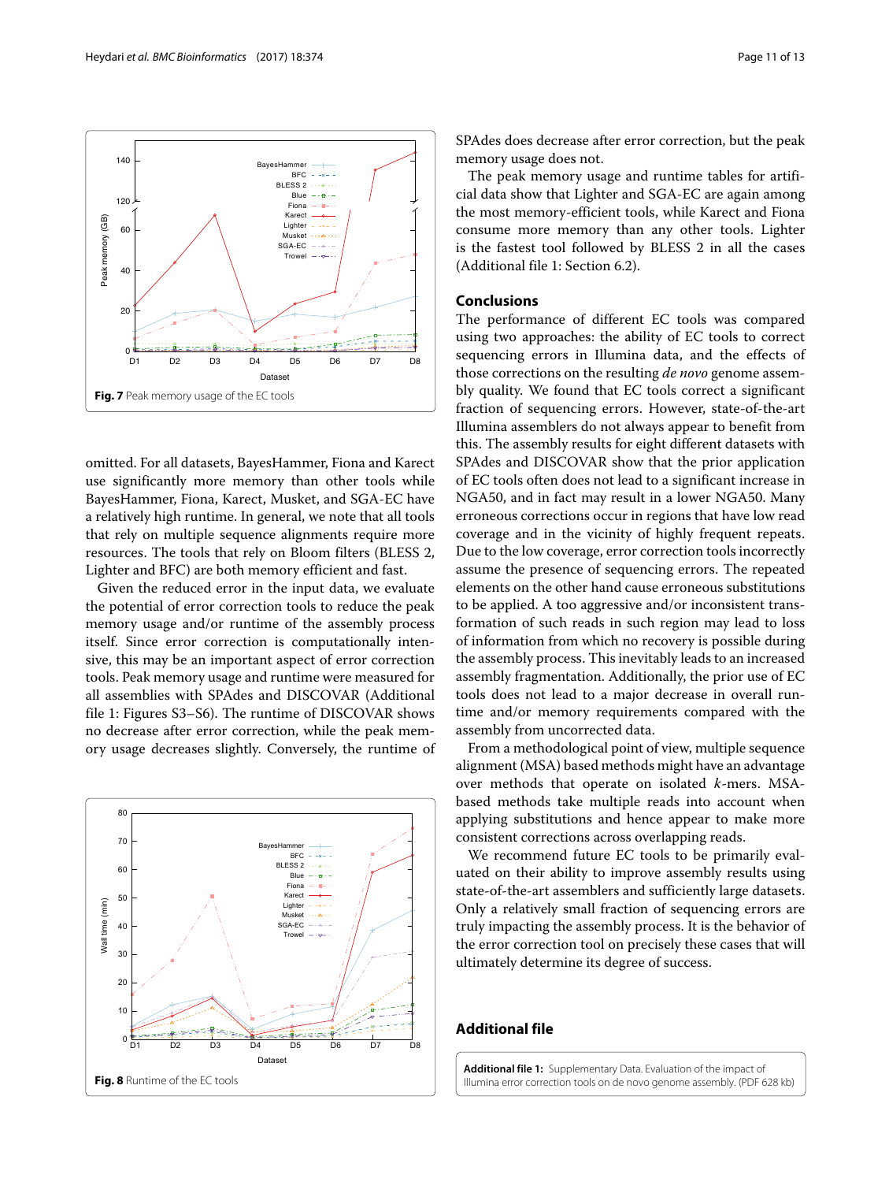140

120

60

40

20

0

Peak memory (GB)

D1 D2 D3 D4 D5 D6 D7 D8

Dataset

BayesHammer
BFC
BLESS 2
Blue
Fiona
Karect
Lighter
Musket
SGA-EC
Trowel

**Fig. 7** Peak memory usage of the EC tools

omitted. For all datasets, BayesHammer, Fiona and Karect use significantly more memory than other tools while BayesHammer, Fiona, Karect, Musket, and SGA-EC have a relatively high runtime. In general, we note that all tools that rely on multiple sequence alignments require more resources. The tools that rely on Bloom filters (BLESS 2, Lighter and BFC) are both memory efficient and fast.

Given the reduced error in the input data, we evaluate the potential of error correction tools to reduce the peak memory usage and/or runtime of the assembly process itself. Since error correction is computationally intensive, this may be an important aspect of error correction tools. Peak memory usage and runtime were measured for all assemblies with SPAdes and DISCOVAR (Additional file 1: Figures S3–S6). The runtime of DISCOVAR shows no decrease after error correction, while the peak memory usage decreases slightly. Conversely, the runtime of SPAdes does decrease after error correction, but the peak memory usage does not.

80

70

60

50

40

30

20

10

0

Wall time (min)

D1 D2 D3 D4 D5 D6 D7 D8

Dataset

BayesHammer
BFC
BLESS 2
Blue
Fiona
Karect
Lighter
Musket
SGA-EC
Trowel

**Fig. 8** Runtime of the EC tools

The peak memory usage and runtime tables for artificial data show that Lighter and SGA-EC are again among the most memory-efficient tools, while Karect and Fiona consume more memory than any other tools. Lighter is the fastest tool followed by BLESS 2 in all the cases (Additional file 1: Section 6.2).

## Conclusions

The performance of different EC tools was compared using two approaches: the ability of EC tools to correct sequencing errors in Illumina data, and the effects of those corrections on the resulting *de novo* genome assembly quality. We found that EC tools correct a significant fraction of sequencing errors. However, state-of-the-art Illumina assemblers do not always appear to benefit from this. The assembly results for eight different datasets with SPAdes and DISCOVAR show that the prior application of EC tools often does not lead to a significant increase in NGA50, and in fact may result in a lower NGA50. Many erroneous corrections occur in regions that have low read coverage and in the vicinity of highly frequent repeats. Due to the low coverage, error correction tools incorrectly assume the presence of sequencing errors. The repeated elements on the other hand cause erroneous substitutions to be applied. A too aggressive and/or inconsistent transformation of such reads in such region may lead to loss of information from which no recovery is possible during the assembly process. This inevitably leads to an increased assembly fragmentation. Additionally, the prior use of EC tools does not lead to a major decrease in overall runtime and/or memory requirements compared with the assembly from uncorrected data.

From a methodological point of view, multiple sequence alignment (MSA) based methods might have an advantage over methods that operate on isolated $k$-mers. MSA-based methods take multiple reads into account when applying substitutions and hence appear to make more consistent corrections across overlapping reads.

We recommend future EC tools to be primarily evaluated on their ability to improve assembly results using state-of-the-art assemblers and sufficiently large datasets. Only a relatively small fraction of sequencing errors are truly impacting the assembly process. It is the behavior of the error correction tool on precisely these cases that will ultimately determine its degree of success.

## Additional file

**Additional file 1:** Supplementary Data. Evaluation of the impact of Illumina error correction tools on de novo genome assembly. (PDF 628 kb)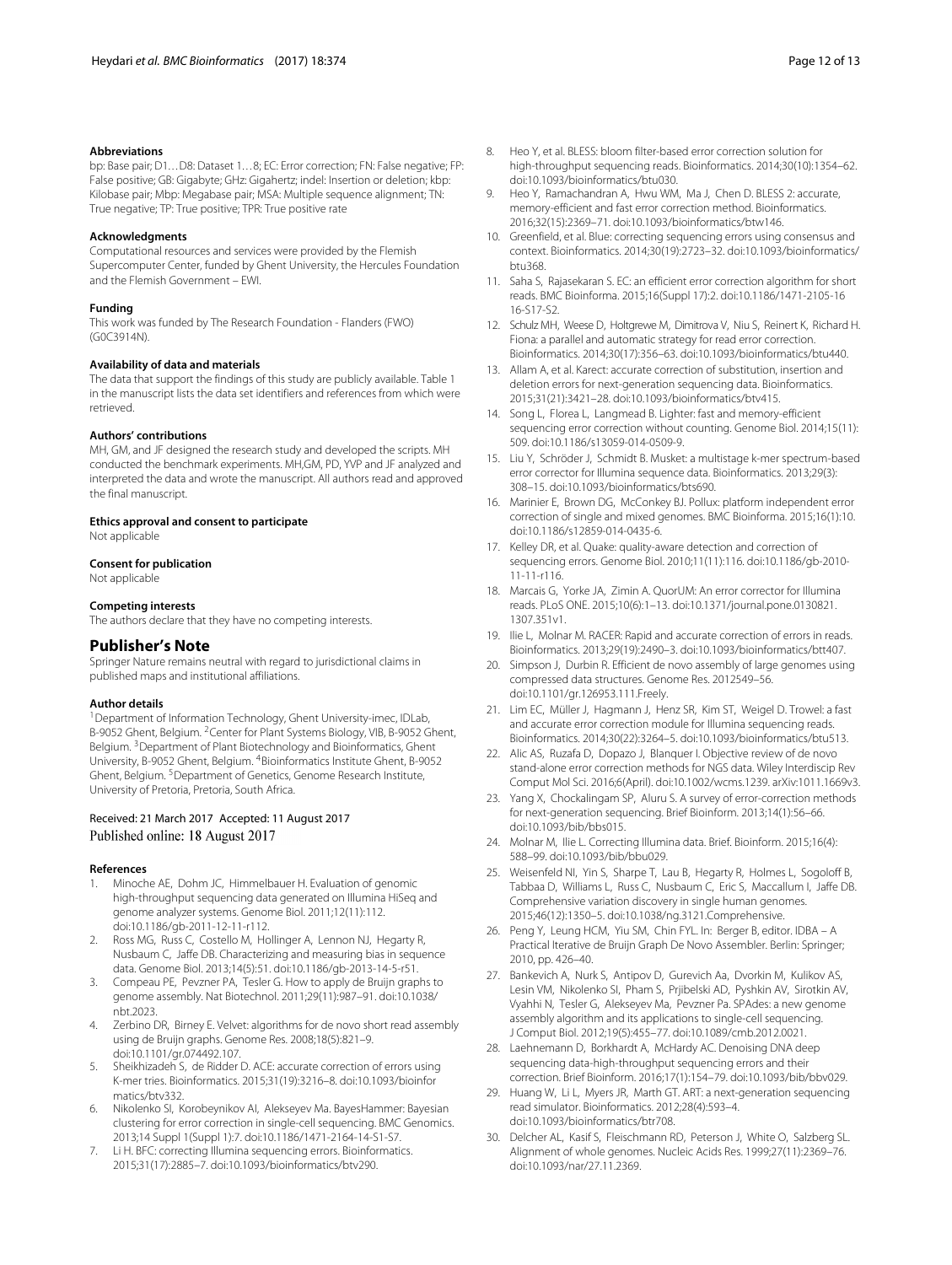### Abbreviations

bp: Base pair; D1…D8: Dataset 1…8; EC: Error correction; FN: False negative; FP: False positive; GB: Gigabyte; GHz: Gigahertz; indel: Insertion or deletion; kbp: Kilobase pair; Mbp: Megabase pair; MSA: Multiple sequence alignment; TN: True negative; TP: True positive; TPR: True positive rate

### Acknowledgments

Computational resources and services were provided by the Flemish Supercomputer Center, funded by Ghent University, the Hercules Foundation and the Flemish Government – EWI.

### Funding

This work was funded by The Research Foundation - Flanders (FWO) (G0C3914N).

### Availability of data and materials

The data that support the findings of this study are publicly available. Table 1 in the manuscript lists the data set identifiers and references from which were retrieved.

### Authors' contributions

MH, GM, and JF designed the research study and developed the scripts. MH conducted the benchmark experiments. MH,GM, PD, YVP and JF analyzed and interpreted the data and wrote the manuscript. All authors read and approved the final manuscript.

### Ethics approval and consent to participate

Not applicable

### Consent for publication

Not applicable

### Competing interests

The authors declare that they have no competing interests.

## Publisher's Note

Springer Nature remains neutral with regard to jurisdictional claims in published maps and institutional affiliations.

### Author details

[1]Department of Information Technology, Ghent University-imec, IDLab, B-9052 Ghent, Belgium. [2]Center for Plant Systems Biology, VIB, B-9052 Ghent, Belgium. [3]Department of Plant Biotechnology and Bioinformatics, Ghent University, B-9052 Ghent, Belgium. [4]Bioinformatics Institute Ghent, B-9052 Ghent, Belgium. [5]Department of Genetics, Genome Research Institute, University of Pretoria, Pretoria, South Africa.

Received: 21 March 2017 Accepted: 11 August 2017
Published online: 18 August 2017

### References

1. Minoche AE, Dohm JC, Himmelbauer H. Evaluation of genomic high-throughput sequencing data generated on Illumina HiSeq and genome analyzer systems. Genome Biol. 2011;12(11):112. doi:10.1186/gb-2011-12-11-r112.
2. Ross MG, Russ C, Costello M, Hollinger A, Lennon NJ, Hegarty R, Nusbaum C, Jaffe DB. Characterizing and measuring bias in sequence data. Genome Biol. 2013;14(5):51. doi:10.1186/gb-2013-14-5-r51.
3. Compeau PE, Pevzner PA, Tesler G. How to apply de Bruijn graphs to genome assembly. Nat Biotechnol. 2011;29(11):987–91. doi:10.1038/nbt.2023.
4. Zerbino DR, Birney E. Velvet: algorithms for de novo short read assembly using de Bruijn graphs. Genome Res. 2008;18(5):821–9. doi:10.1101/gr.074492.107.
5. Sheikhizadeh S, de Ridder D. ACE: accurate correction of errors using K-mer tries. Bioinformatics. 2015;31(19):3216–8. doi:10.1093/bioinformatics/btv332.
6. Nikolenko SI, Korobeynikov AI, Alekseyev MA. BayesHammer: Bayesian clustering for error correction in single-cell sequencing. BMC Genomics. 2013;14 Suppl 1(Suppl 1):7. doi:10.1186/1471-2164-14-S1-S7.
7. Li H. BFC: correcting Illumina sequencing errors. Bioinformatics. 2015;31(17):2885–7. doi:10.1093/bioinformatics/btv290.
8. Heo Y, et al. BLESS: bloom filter-based error correction solution for high-throughput sequencing reads. Bioinformatics. 2014;30(10):1354–62. doi:10.1093/bioinformatics/btu030.
9. Heo Y, Ramachandran A, Hwu WM, Ma J, Chen D. BLESS 2: accurate, memory-efficient and fast error correction method. Bioinformatics. 2016;32(15):2369–71. doi:10.1093/bioinformatics/btw146.
10. Greenfield, et al. Blue: correcting sequencing errors using consensus and context. Bioinformatics. 2014;30(19):2723–32. doi:10.1093/bioinformatics/btu368.
11. Saha S, Rajasekaran S. EC: an efficient error correction algorithm for short reads. BMC Bioinforma. 2015;16(Suppl 17):2. doi:10.1186/1471-2105-16-16-S17-S2.
12. Schulz MH, Weese D, Holtgrewe M, Dimitrova V, Niu S, Reinert K, Richard H. Fiona: a parallel and automatic strategy for read error correction. Bioinformatics. 2014;30(17):356–63. doi:10.1093/bioinformatics/btu440.
13. Allam A, et al. Karect: accurate correction of substitution, insertion and deletion errors for next-generation sequencing data. Bioinformatics. 2015;31(21):3421–28. doi:10.1093/bioinformatics/btv415.
14. Song L, Florea L, Langmead B. Lighter: fast and memory-efficient sequencing error correction without counting. Genome Biol. 2014;15(11):509. doi:10.1186/s13059-014-0509-9.
15. Liu Y, Schröder J, Schmidt B. Musket: a multistage k-mer spectrum-based error corrector for Illumina sequence data. Bioinformatics. 2013;29(3):308–15. doi:10.1093/bioinformatics/bts690.
16. Marinier E, Brown DG, McConkey BJ. Pollux: platform independent error correction of single and mixed genomes. BMC Bioinforma. 2015;16(1):10. doi:10.1186/s12859-014-0435-6.
17. Kelley DR, et al. Quake: quality-aware detection and correction of sequencing errors. Genome Biol. 2010;11(11):116. doi:10.1186/gb-2010-11-11-r116.
18. Marcais G, Yorke JA, Zimin A. QuorUM: An error corrector for Illumina reads. PLoS ONE. 2015;10(6):1–13. doi:10.1371/journal.pone.0130821.1307.351v1.
19. Ilie L, Molnar M. RACER: Rapid and accurate correction of errors in reads. Bioinformatics. 2013;29(19):2490–3. doi:10.1093/bioinformatics/btt407.
20. Simpson J, Durbin R. Efficient de novo assembly of large genomes using compressed data structures. Genome Res. 2012549–56. doi:10.1101/gr.126953.111.Freely.
21. Lim EC, Müller J, Hagmann J, Henz SR, Kim ST, Weigel D. Trowel: a fast and accurate error correction module for Illumina sequencing reads. Bioinformatics. 2014;30(22):3264–5. doi:10.1093/bioinformatics/btu513.
22. Alic AS, Ruzafa D, Dopazo J, Blanquer I. Objective review of de novo stand-alone error correction methods for NGS data. Wiley Interdiscip Rev Comput Mol Sci. 2016;6(April). doi:10.1002/wcms.1239. arXiv:1011.1669v3.
23. Yang X, Chockalingam SP, Aluru S. A survey of error-correction methods for next-generation sequencing. Brief Bioinform. 2013;14(1):56–66. doi:10.1093/bib/bbs015.
24. Molnar M, Ilie L. Correcting Illumina data. Brief. Bioinform. 2015;16(4):588–99. doi:10.1093/bib/bbu029.
25. Weisenfeld NI, Yin S, Sharpe T, Lau B, Hegarty R, Holmes L, Sogoloff B, Tabbaa D, Williams L, Russ C, Nusbaum C, Eric S, Maccallum I, Jaffe DB. Comprehensive variation discovery in single human genomes. 2015;46(12):1350–5. doi:10.1038/ng.3121.Comprehensive.
26. Peng Y, Leung HCM, Yiu SM, Chin FYL. In: Berger B, editor. IDBA – A Practical Iterative de Bruijn Graph De Novo Assembler. Berlin: Springer; 2010, pp. 426–40.
27. Bankevich A, Nurk S, Antipov D, Gurevich Aa, Dvorkin M, Kulikov AS, Lesin VM, Nikolenko SI, Pham S, Prjibelski AD, Pyshkin AV, Sirotkin AV, Vyahhi N, Tesler G, Alekseyev Ma, Pevzner Pa. SPAdes: a new genome assembly algorithm and its applications to single-cell sequencing. J Comput Biol. 2012;19(5):455–77. doi:10.1089/cmb.2012.0021.
28. Laehnemann D, Borkhardt A, McHardy AC. Denoising DNA deep sequencing data-high-throughput sequencing errors and their correction. Brief Bioinform. 2016;17(1):154–79. doi:10.1093/bib/bbv029.
29. Huang W, Li L, Myers JR, Marth GT. ART: a next-generation sequencing read simulator. Bioinformatics. 2012;28(4):593–4. doi:10.1093/bioinformatics/btr708.
30. Delcher AL, Kasif S, Fleischmann RD, Peterson J, White O, Salzberg SL. Alignment of whole genomes. Nucleic Acids Res. 1999;27(11):2369–76. doi:10.1093/nar/27.11.2369.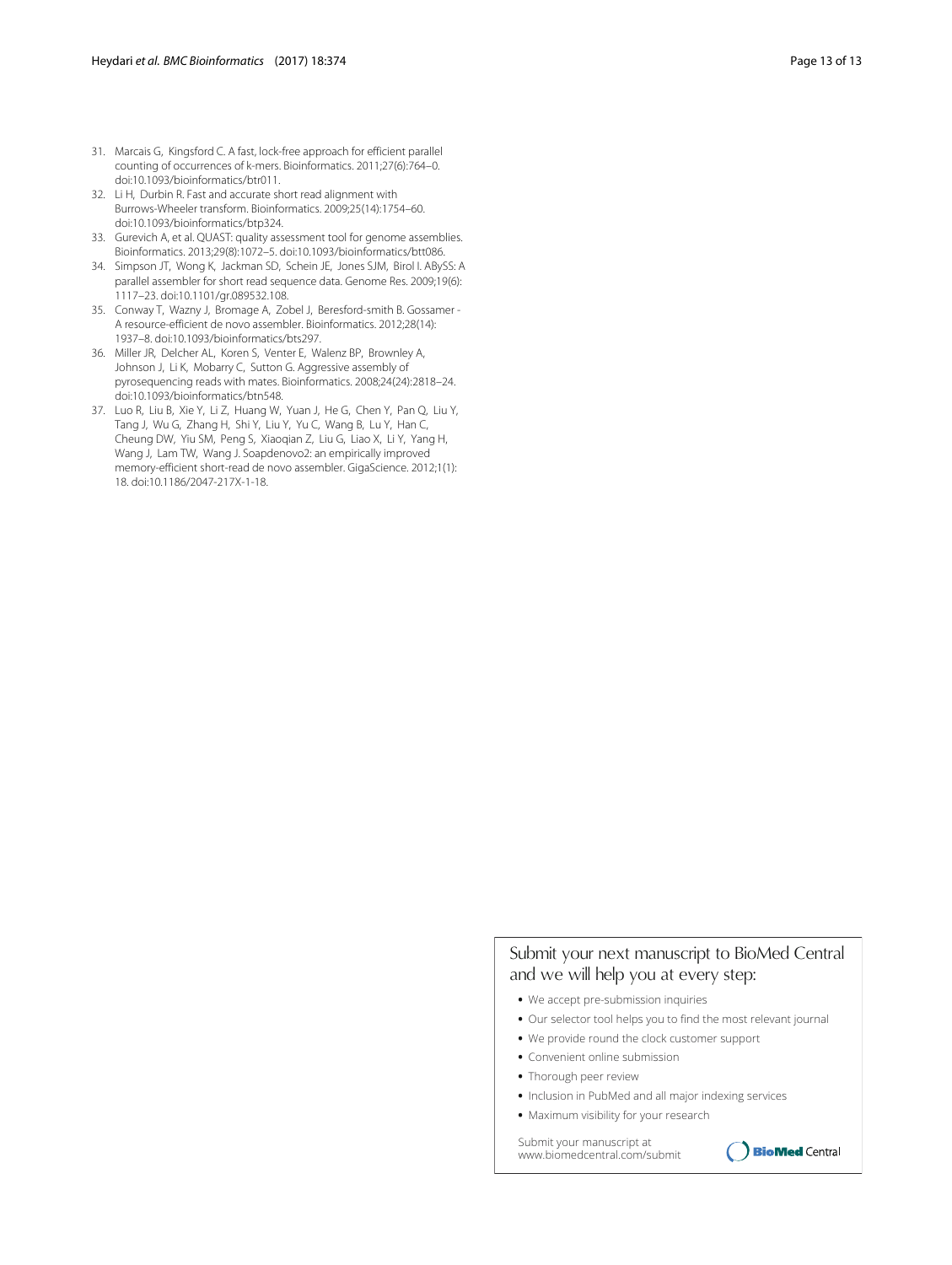31. Marcais G, Kingsford C. A fast, lock-free approach for efficient parallel counting of occurrences of k-mers. Bioinformatics. 2011;27(6):764–0. doi:10.1093/bioinformatics/btr011.
32. Li H, Durbin R. Fast and accurate short read alignment with Burrows-Wheeler transform. Bioinformatics. 2009;25(14):1754–60. doi:10.1093/bioinformatics/btp324.
33. Gurevich A, et al. QUAST: quality assessment tool for genome assemblies. Bioinformatics. 2013;29(8):1072–5. doi:10.1093/bioinformatics/btt086.
34. Simpson JT, Wong K, Jackman SD, Schein JE, Jones SJM, Birol I. ABySS: A parallel assembler for short read sequence data. Genome Res. 2009;19(6): 1117–23. doi:10.1101/gr.089532.108.
35. Conway T, Wazny J, Bromage A, Zobel J, Beresford-smith B. Gossamer - A resource-efficient de novo assembler. Bioinformatics. 2012;28(14): 1937–8. doi:10.1093/bioinformatics/bts297.
36. Miller JR, Delcher AL, Koren S, Venter E, Walenz BP, Brownley A, Johnson J, Li K, Mobarry C, Sutton G. Aggressive assembly of pyrosequencing reads with mates. Bioinformatics. 2008;24(24):2818–24. doi:10.1093/bioinformatics/btn548.
37. Luo R, Liu B, Xie Y, Li Z, Huang W, Yuan J, He G, Chen Y, Pan Q, Liu Y, Tang J, Wu G, Zhang H, Shi Y, Liu Y, Yu C, Wang B, Lu Y, Han C, Cheung DW, Yiu SM, Peng S, Xiaoqian Z, Liu G, Liao X, Li Y, Yang H, Wang J, Lam TW, Wang J. Soapdenovo2: an empirically improved memory-efficient short-read de novo assembler. GigaScience. 2012;1(1): 18. doi:10.1186/2047-217X-1-18.

Submit your next manuscript to BioMed Central and we will help you at every step:

- We accept pre-submission inquiries
- Our selector tool helps you to find the most relevant journal
- We provide round the clock customer support
- Convenient online submission
- Thorough peer review
- Inclusion in PubMed and all major indexing services
- Maximum visibility for your research

Submit your manuscript at www.biomedcentral.com/submit

BioMed Central